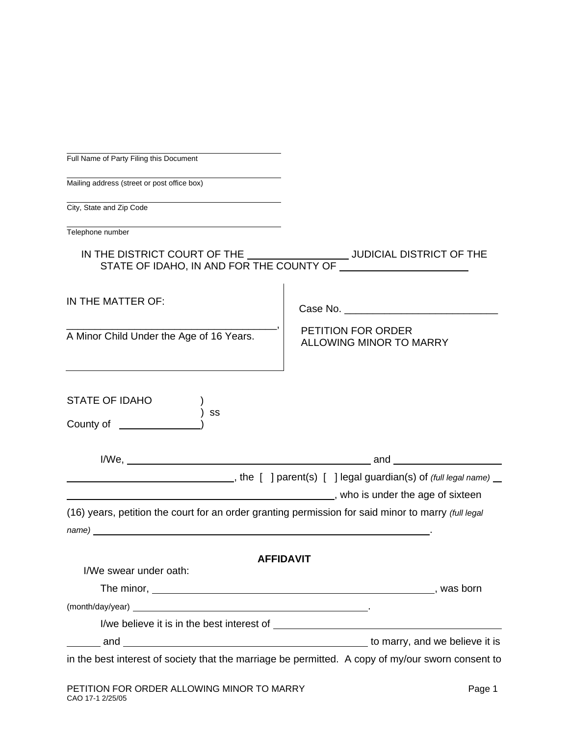\_\_\_\_\_\_\_\_\_\_\_\_\_\_\_\_\_\_\_\_\_\_\_\_\_\_\_\_\_\_\_\_\_\_\_\_
Full Name of Party Filing this Document

\_\_\_\_\_\_\_\_\_\_\_\_\_\_\_\_\_\_\_\_\_\_\_\_\_\_\_\_\_\_\_\_\_\_\_\_
Mailing address (street or post office box)

\_\_\_\_\_\_\_\_\_\_\_\_\_\_\_\_\_\_\_\_\_\_\_\_\_\_\_\_\_\_\_\_\_\_\_\_
City, State and Zip Code

\_\_\_\_\_\_\_\_\_\_\_\_\_\_\_\_\_\_\_\_\_\_\_\_\_\_\_\_\_\_\_\_\_\_\_\_
Telephone number

IN THE DISTRICT COURT OF THE \_\_\_\_\_\_\_\_\_\_\_\_\_\_\_\_ JUDICIAL DISTRICT OF THE STATE OF IDAHO, IN AND FOR THE COUNTY OF \_\_\_\_\_\_\_\_\_\_\_\_\_\_\_\_\_\_\_\_\_\_

| IN THE MATTER OF: \_\_\_\_\_\_\_\_\_\_\_\_\_\_\_\_\_\_\_\_\_\_\_\_\_\_\_\_\_\_\_\_\_\_\_\_, A Minor Child Under the Age of 16 Years. | Case No. \_\_\_\_\_\_\_\_\_\_\_\_\_\_\_\_\_\_\_\_\_\_\_\_\_\_\_ PETITION FOR ORDER ALLOWING MINOR TO MARRY |
|---|---|

STATE OF IDAHO )
) ss
County of \_\_\_\_\_\_\_\_\_\_\_\_\_\_)

I/We, \_\_\_\_\_\_\_\_\_\_\_\_\_\_\_\_\_\_\_\_\_\_\_\_\_\_\_\_\_\_\_\_\_\_\_\_\_\_\_\_\_\_\_\_\_\_ and \_\_\_\_\_\_\_\_\_\_\_\_\_\_\_\_\_\_\_\_\_\_\_\_\_\_\_\_\_\_\_\_\_\_\_\_\_\_\_\_\_\_\_\_\_\_\_\_\_\_\_, the [ ] parent(s) [ ] legal guardian(s) of *(full legal name)* \_\_\_\_\_\_\_\_\_\_\_\_\_\_\_\_\_\_\_\_\_\_\_\_\_\_\_\_\_\_\_\_\_\_\_\_\_\_\_\_\_\_\_\_\_\_\_\_\_\_\_\_\_\_, who is under the age of sixteen (16) years, petition the court for an order granting permission for said minor to marry *(full legal name)* \_\_\_\_\_\_\_\_\_\_\_\_\_\_\_\_\_\_\_\_\_\_\_\_\_\_\_\_\_\_\_\_\_\_\_\_\_\_\_\_\_\_\_\_\_\_\_\_\_\_\_\_\_\_\_\_\_\_\_\_\_\_\_\_\_\_.

## AFFIDAVIT

I/We swear under oath:

The minor, \_\_\_\_\_\_\_\_\_\_\_\_\_\_\_\_\_\_\_\_\_\_\_\_\_\_\_\_\_\_\_\_\_\_\_\_\_\_\_\_\_\_\_\_\_\_\_\_\_\_\_\_\_\_\_, was born (month/day/year) \_\_\_\_\_\_\_\_\_\_\_\_\_\_\_\_\_\_\_\_\_\_\_\_\_\_\_\_\_\_\_\_\_\_\_\_\_\_\_\_\_\_\_\_\_\_\_\_.

I/we believe it is in the best interest of \_\_\_\_\_\_\_\_\_\_\_\_\_\_\_\_\_\_\_\_\_\_\_\_\_\_\_\_\_\_\_\_\_\_\_\_\_\_\_\_\_\_\_\_\_\_\_\_\_\_\_ and \_\_\_\_\_\_\_\_\_\_\_\_\_\_\_\_\_\_\_\_\_\_\_\_\_\_\_\_\_\_\_\_\_\_\_\_\_\_\_\_\_\_\_\_\_\_\_ to marry, and we believe it is in the best interest of society that the marriage be permitted. A copy of my/our sworn consent to

PETITION FOR ORDER ALLOWING MINOR TO MARRY
CAO 17-1 2/25/05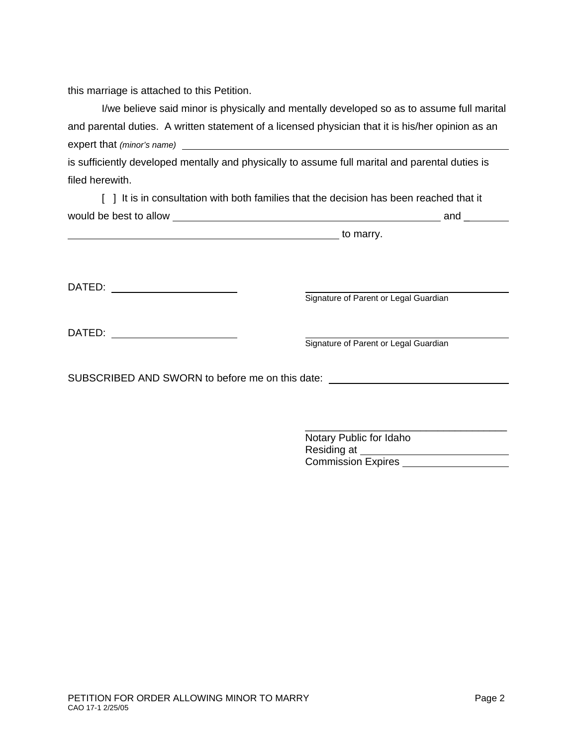this marriage is attached to this Petition.

I/we believe said minor is physically and mentally developed so as to assume full marital and parental duties. A written statement of a licensed physician that it is his/her opinion as an expert that *(minor's name)* ______________________________________________________________

is sufficiently developed mentally and physically to assume full marital and parental duties is filed herewith.

[ ] It is in consultation with both families that the decision has been reached that it would be best to allow ____________________________________________ and ________

____________________________________________ to marry.

DATED: ____________________ ______________________________
Signature of Parent or Legal Guardian

DATED: ____________________ ______________________________
Signature of Parent or Legal Guardian

SUBSCRIBED AND SWORN to before me on this date: ____________________________

______________________________
Notary Public for Idaho
Residing at ____________________
Commission Expires ______________

PETITION FOR ORDER ALLOWING MINOR TO MARRY
CAO 17-1 2/25/05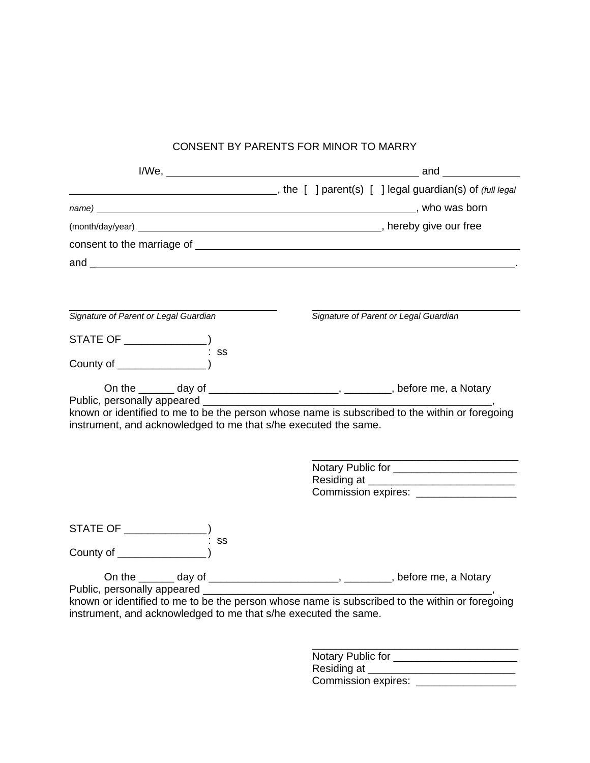# CONSENT BY PARENTS FOR MINOR TO MARRY

I/We, _____________________________________________ and _____________ _____________________________________, the [ ] parent(s) [ ] legal guardian(s) of *(full legal name)* _________________________________________________________, who was born *(month/day/year)* _____________________________________________, hereby give our free consent to the marriage of ___________________________________________________________ and _____________________________________________________________________________.

_____________________________________
*Signature of Parent or Legal Guardian*

_____________________________________
*Signature of Parent or Legal Guardian*

STATE OF ______________ )
: ss
County of _______________ )

On the ______ day of ______________________, ________, before me, a Notary Public, personally appeared __________________________________________________, known or identified to me to be the person whose name is subscribed to the within or foregoing instrument, and acknowledged to me that s/he executed the same.

____________________________________
Notary Public for _____________________
Residing at _________________________
Commission expires: _________________

STATE OF ______________ )
: ss
County of _______________ )

On the ______ day of ______________________, ________, before me, a Notary Public, personally appeared __________________________________________________, known or identified to me to be the person whose name is subscribed to the within or foregoing instrument, and acknowledged to me that s/he executed the same.

____________________________________
Notary Public for _____________________
Residing at _________________________
Commission expires: _________________